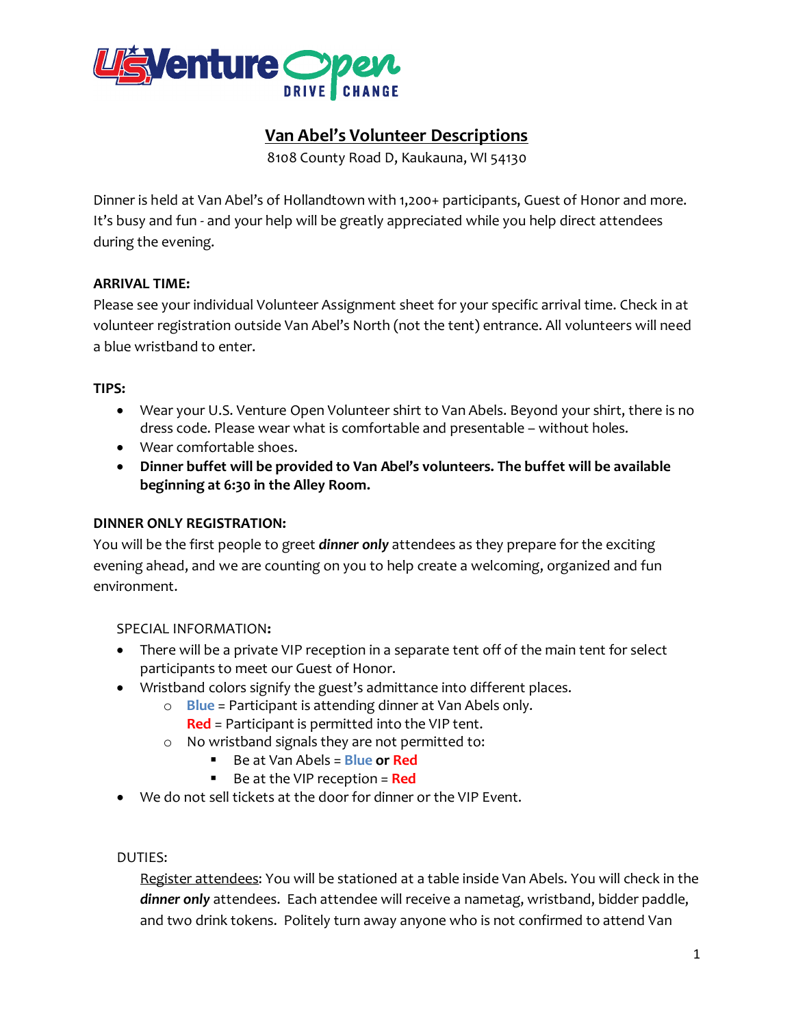# Van Abel's Volunteer Descriptions

8108 County Road D, Kaukauna, WI 54130

Dinner is held at Van Abel's of Hollandtown with 1,200+ participants, Guest of Honor and more. It's busy and fun - and your help will be greatly appreciated while you help direct attendees during the evening.

**ARRIVAL TIME:**

Please see your individual Volunteer Assignment sheet for your specific arrival time. Check in at volunteer registration outside Van Abel's North (not the tent) entrance. All volunteers will need a blue wristband to enter.

**TIPS:**

- Wear your U.S. Venture Open Volunteer shirt to Van Abels. Beyond your shirt, there is no dress code. Please wear what is comfortable and presentable – without holes.
- Wear comfortable shoes.
- **Dinner buffet will be provided to Van Abel's volunteers. The buffet will be available beginning at 6:30 in the Alley Room.**

**DINNER ONLY REGISTRATION:**

You will be the first people to greet ***dinner only*** attendees as they prepare for the exciting evening ahead, and we are counting on you to help create a welcoming, organized and fun environment.

SPECIAL INFORMATION**:**

- There will be a private VIP reception in a separate tent off of the main tent for select participants to meet our Guest of Honor.
- Wristband colors signify the guest's admittance into different places.
  - **Blue** = Participant is attending dinner at Van Abels only.
    **Red** = Participant is permitted into the VIP tent.
  - No wristband signals they are not permitted to:
    - Be at Van Abels = **Blue or Red**
    - Be at the VIP reception = **Red**
- We do not sell tickets at the door for dinner or the VIP Event.

DUTIES:

Register attendees: You will be stationed at a table inside Van Abels. You will check in the ***dinner only*** attendees. Each attendee will receive a nametag, wristband, bidder paddle, and two drink tokens. Politely turn away anyone who is not confirmed to attend Van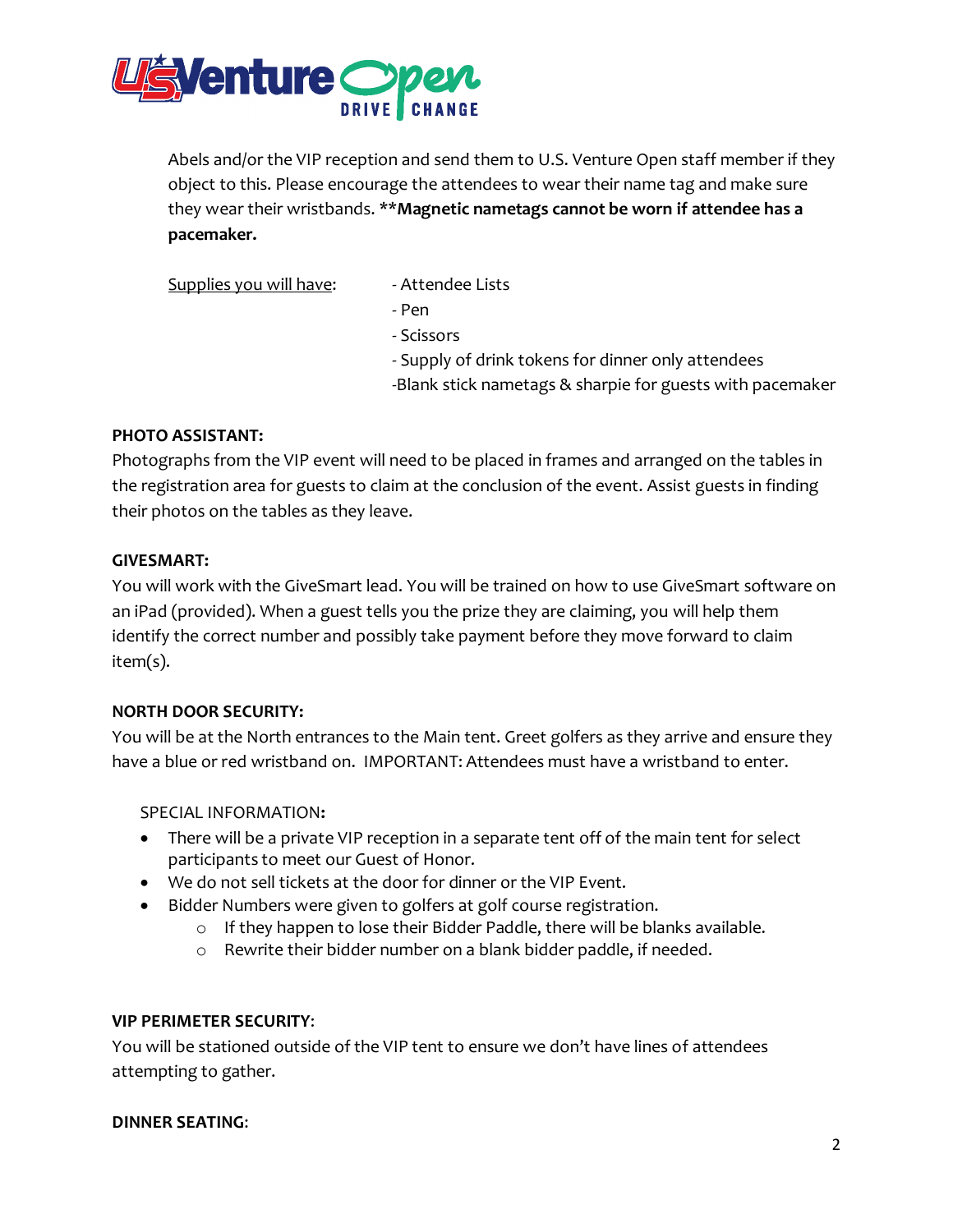Abels and/or the VIP reception and send them to U.S. Venture Open staff member if they object to this. Please encourage the attendees to wear their name tag and make sure they wear their wristbands. ****Magnetic nametags cannot be worn if attendee has a pacemaker.**

Supplies you will have:

- Attendee Lists
- Pen
- Scissors
- Supply of drink tokens for dinner only attendees
- Blank stick nametags & sharpie for guests with pacemaker

**PHOTO ASSISTANT:**

Photographs from the VIP event will need to be placed in frames and arranged on the tables in the registration area for guests to claim at the conclusion of the event. Assist guests in finding their photos on the tables as they leave.

**GIVESMART:**

You will work with the GiveSmart lead. You will be trained on how to use GiveSmart software on an iPad (provided). When a guest tells you the prize they are claiming, you will help them identify the correct number and possibly take payment before they move forward to claim item(s).

**NORTH DOOR SECURITY:**

You will be at the North entrances to the Main tent. Greet golfers as they arrive and ensure they have a blue or red wristband on. IMPORTANT: Attendees must have a wristband to enter.

SPECIAL INFORMATION**:**

- There will be a private VIP reception in a separate tent off of the main tent for select participants to meet our Guest of Honor.
- We do not sell tickets at the door for dinner or the VIP Event.
- Bidder Numbers were given to golfers at golf course registration.
  - If they happen to lose their Bidder Paddle, there will be blanks available.
  - Rewrite their bidder number on a blank bidder paddle, if needed.

**VIP PERIMETER SECURITY**:

You will be stationed outside of the VIP tent to ensure we don't have lines of attendees attempting to gather.

**DINNER SEATING**: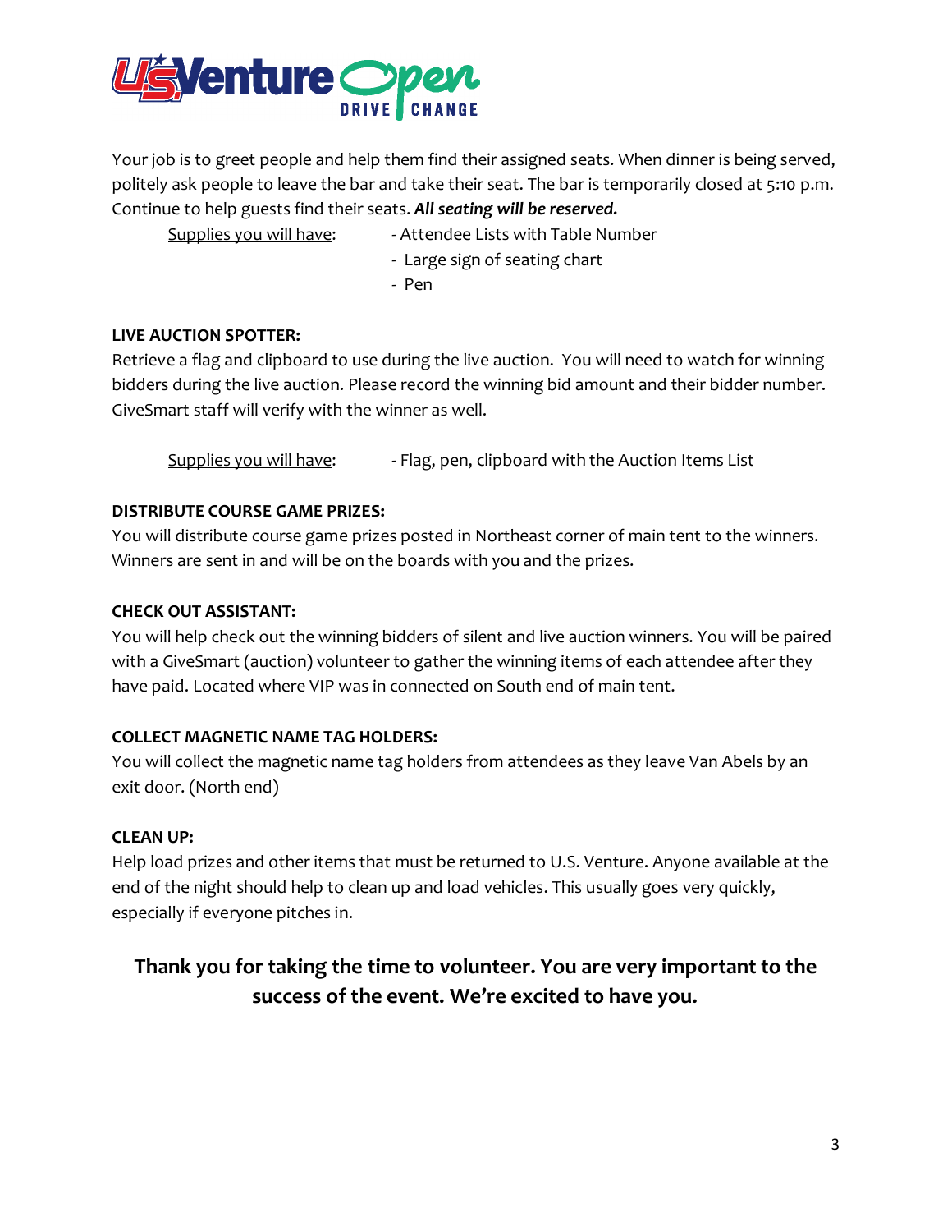Your job is to greet people and help them find their assigned seats. When dinner is being served, politely ask people to leave the bar and take their seat. The bar is temporarily closed at 5:10 p.m. Continue to help guests find their seats. ***All seating will be reserved.***

Supplies you will have:
- Attendee Lists with Table Number
- Large sign of seating chart
- Pen

**LIVE AUCTION SPOTTER:**

Retrieve a flag and clipboard to use during the live auction. You will need to watch for winning bidders during the live auction. Please record the winning bid amount and their bidder number. GiveSmart staff will verify with the winner as well.

Supplies you will have:
- Flag, pen, clipboard with the Auction Items List

**DISTRIBUTE COURSE GAME PRIZES:**

You will distribute course game prizes posted in Northeast corner of main tent to the winners. Winners are sent in and will be on the boards with you and the prizes.

**CHECK OUT ASSISTANT:**

You will help check out the winning bidders of silent and live auction winners. You will be paired with a GiveSmart (auction) volunteer to gather the winning items of each attendee after they have paid. Located where VIP was in connected on South end of main tent.

**COLLECT MAGNETIC NAME TAG HOLDERS:**

You will collect the magnetic name tag holders from attendees as they leave Van Abels by an exit door. (North end)

**CLEAN UP:**

Help load prizes and other items that must be returned to U.S. Venture. Anyone available at the end of the night should help to clean up and load vehicles. This usually goes very quickly, especially if everyone pitches in.

**Thank you for taking the time to volunteer. You are very important to the success of the event. We're excited to have you.**